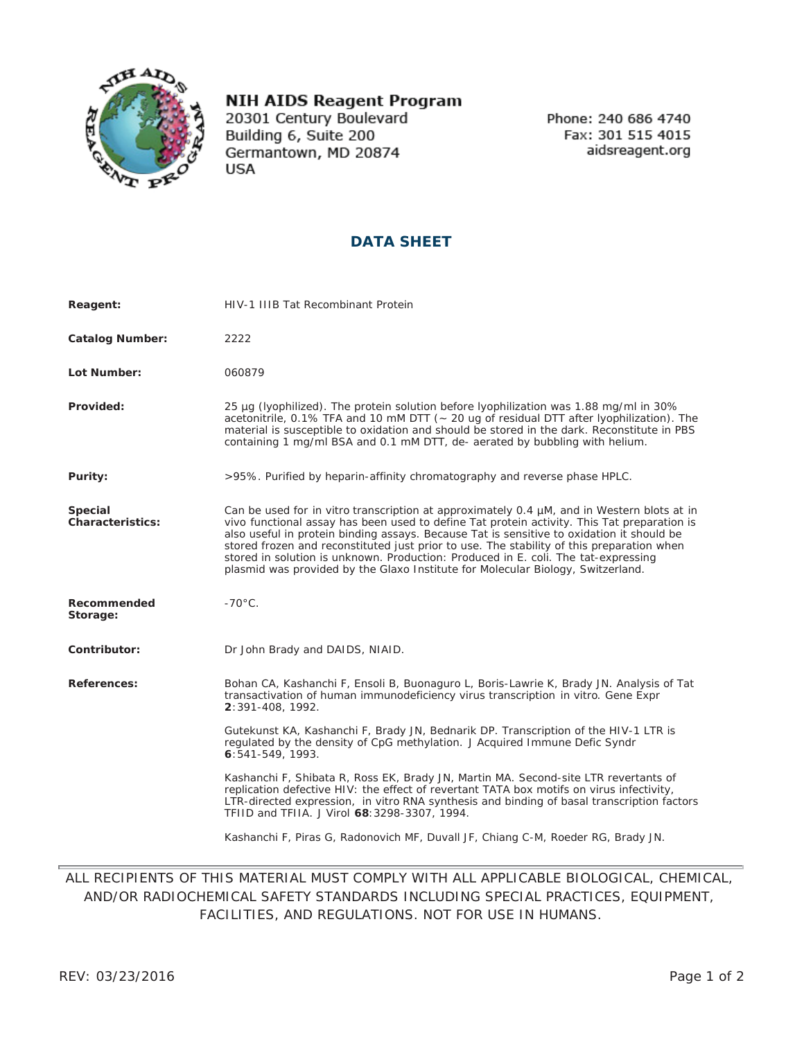**NIH AIDS Reagent Program**
20301 Century Boulevard
Building 6, Suite 200
Germantown, MD 20874
USA

Phone: 240 686 4740
Fax: 301 515 4015
aidsreagent.org

## DATA SHEET

**Reagent:** HIV-1 IIIB Tat Recombinant Protein

**Catalog Number:** 2222

**Lot Number:** 060879

**Provided:** 25 µg (lyophilized). The protein solution before lyophilization was 1.88 mg/ml in 30% acetonitrile, 0.1% TFA and 10 mM DTT (~ 20 ug of residual DTT after lyophilization). The material is susceptible to oxidation and should be stored in the dark. Reconstitute in PBS containing 1 mg/ml BSA and 0.1 mM DTT, de- aerated by bubbling with helium.

**Purity:** >95%. Purified by heparin-affinity chromatography and reverse phase HPLC.

**Special Characteristics:** Can be used for in vitro transcription at approximately 0.4 µM, and in Western blots at in vivo functional assay has been used to define Tat protein activity. This Tat preparation is also useful in protein binding assays. Because Tat is sensitive to oxidation it should be stored frozen and reconstituted just prior to use. The stability of this preparation when stored in solution is unknown. Production: Produced in E. coli. The tat-expressing plasmid was provided by the Glaxo Institute for Molecular Biology, Switzerland.

**Recommended Storage:** -70°C.

**Contributor:** Dr John Brady and DAIDS, NIAID.

**References:**

Bohan CA, Kashanchi F, Ensoli B, Buonaguro L, Boris-Lawrie K, Brady JN. Analysis of Tat transactivation of human immunodeficiency virus transcription in vitro. Gene Expr **2**:391-408, 1992.

Gutekunst KA, Kashanchi F, Brady JN, Bednarik DP. Transcription of the HIV-1 LTR is regulated by the density of CpG methylation. J Acquired Immune Defic Syndr **6**:541-549, 1993.

Kashanchi F, Shibata R, Ross EK, Brady JN, Martin MA. Second-site LTR revertants of replication defective HIV: the effect of revertant TATA box motifs on virus infectivity, LTR-directed expression, in vitro RNA synthesis and binding of basal transcription factors TFIID and TFIIA. J Virol **68**:3298-3307, 1994.

Kashanchi F, Piras G, Radonovich MF, Duvall JF, Chiang C-M, Roeder RG, Brady JN.

ALL RECIPIENTS OF THIS MATERIAL MUST COMPLY WITH ALL APPLICABLE BIOLOGICAL, CHEMICAL, AND/OR RADIOCHEMICAL SAFETY STANDARDS INCLUDING SPECIAL PRACTICES, EQUIPMENT, FACILITIES, AND REGULATIONS. NOT FOR USE IN HUMANS.

REV: 03/23/2016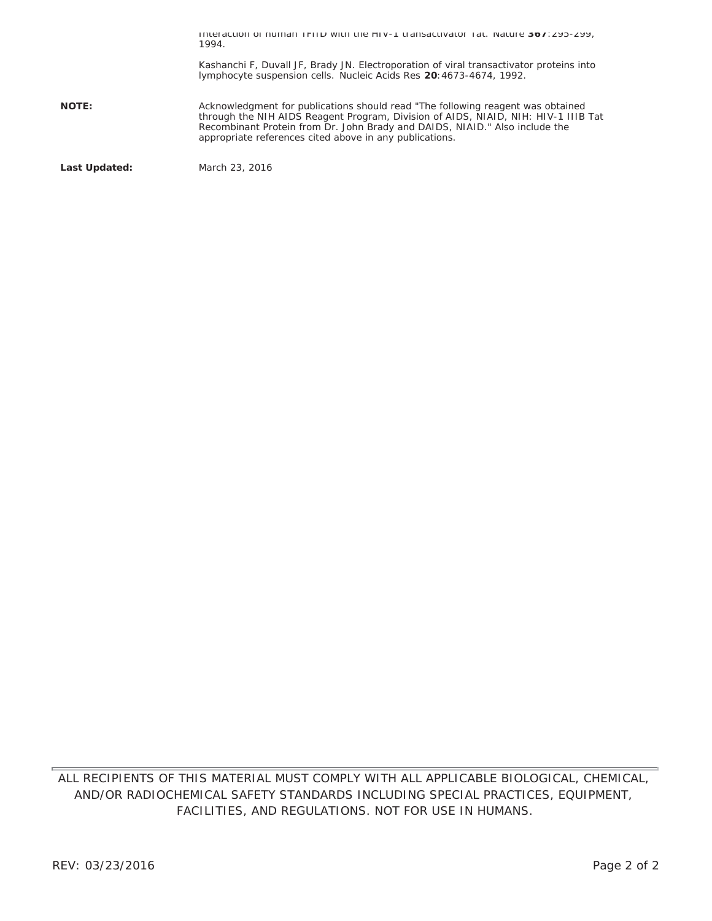Interaction of human TFIID with the HIV-1 transactivator Tat. Nature **367**:295-299, 1994.

Kashanchi F, Duvall JF, Brady JN. Electroporation of viral transactivator proteins into lymphocyte suspension cells. Nucleic Acids Res **20**:4673-4674, 1992.

**NOTE:** Acknowledgment for publications should read "The following reagent was obtained through the NIH AIDS Reagent Program, Division of AIDS, NIAID, NIH: HIV-1 IIIB Tat Recombinant Protein from Dr. John Brady and DAIDS, NIAID." Also include the appropriate references cited above in any publications.

**Last Updated:** March 23, 2016

ALL RECIPIENTS OF THIS MATERIAL MUST COMPLY WITH ALL APPLICABLE BIOLOGICAL, CHEMICAL, AND/OR RADIOCHEMICAL SAFETY STANDARDS INCLUDING SPECIAL PRACTICES, EQUIPMENT, FACILITIES, AND REGULATIONS. NOT FOR USE IN HUMANS.

REV: 03/23/2016